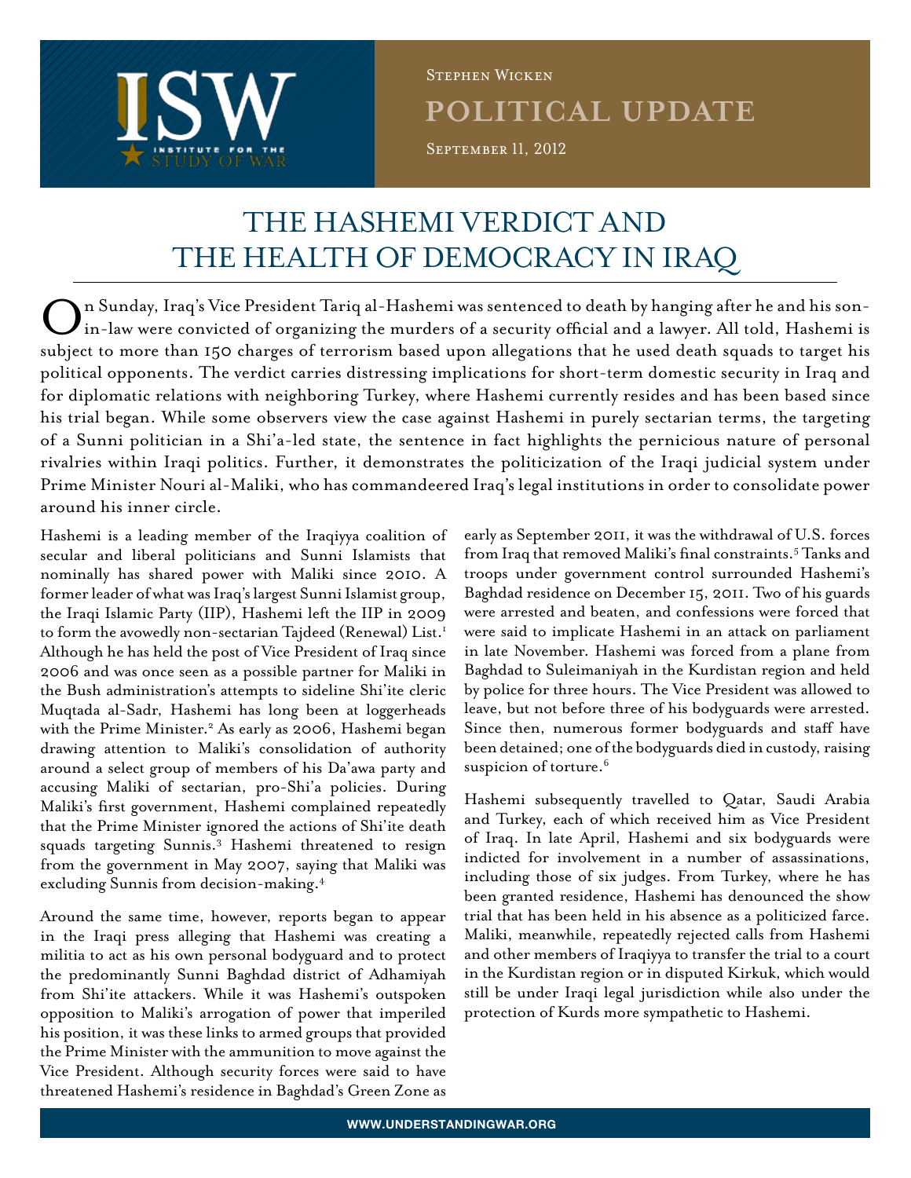Stephen Wicken

POLITICAL UPDATE

September 11, 2012

# THE HASHEMI VERDICT AND THE HEALTH OF DEMOCRACY IN IRAQ

On Sunday, Iraq's Vice President Tariq al-Hashemi was sentenced to death by hanging after he and his son-in-law were convicted of organizing the murders of a security official and a lawyer. All told, Hashemi is subject to more than 150 charges of terrorism based upon allegations that he used death squads to target his political opponents. The verdict carries distressing implications for short-term domestic security in Iraq and for diplomatic relations with neighboring Turkey, where Hashemi currently resides and has been based since his trial began. While some observers view the case against Hashemi in purely sectarian terms, the targeting of a Sunni politician in a Shi'a-led state, the sentence in fact highlights the pernicious nature of personal rivalries within Iraqi politics. Further, it demonstrates the politicization of the Iraqi judicial system under Prime Minister Nouri al-Maliki, who has commandeered Iraq's legal institutions in order to consolidate power around his inner circle.

Hashemi is a leading member of the Iraqiyya coalition of secular and liberal politicians and Sunni Islamists that nominally has shared power with Maliki since 2010. A former leader of what was Iraq's largest Sunni Islamist group, the Iraqi Islamic Party (IIP), Hashemi left the IIP in 2009 to form the avowedly non-sectarian Tajdeed (Renewal) List.[1] Although he has held the post of Vice President of Iraq since 2006 and was once seen as a possible partner for Maliki in the Bush administration's attempts to sideline Shi'ite cleric Muqtada al-Sadr, Hashemi has long been at loggerheads with the Prime Minister.[2] As early as 2006, Hashemi began drawing attention to Maliki's consolidation of authority around a select group of members of his Da'awa party and accusing Maliki of sectarian, pro-Shi'a policies. During Maliki's first government, Hashemi complained repeatedly that the Prime Minister ignored the actions of Shi'ite death squads targeting Sunnis.[3] Hashemi threatened to resign from the government in May 2007, saying that Maliki was excluding Sunnis from decision-making.[4]

Around the same time, however, reports began to appear in the Iraqi press alleging that Hashemi was creating a militia to act as his own personal bodyguard and to protect the predominantly Sunni Baghdad district of Adhamiyah from Shi'ite attackers. While it was Hashemi's outspoken opposition to Maliki's arrogation of power that imperiled his position, it was these links to armed groups that provided the Prime Minister with the ammunition to move against the Vice President. Although security forces were said to have threatened Hashemi's residence in Baghdad's Green Zone as early as September 2011, it was the withdrawal of U.S. forces from Iraq that removed Maliki's final constraints.[5] Tanks and troops under government control surrounded Hashemi's Baghdad residence on December 15, 2011. Two of his guards were arrested and beaten, and confessions were forced that were said to implicate Hashemi in an attack on parliament in late November. Hashemi was forced from a plane from Baghdad to Suleimaniyah in the Kurdistan region and held by police for three hours. The Vice President was allowed to leave, but not before three of his bodyguards were arrested. Since then, numerous former bodyguards and staff have been detained; one of the bodyguards died in custody, raising suspicion of torture.[6]

Hashemi subsequently travelled to Qatar, Saudi Arabia and Turkey, each of which received him as Vice President of Iraq. In late April, Hashemi and six bodyguards were indicted for involvement in a number of assassinations, including those of six judges. From Turkey, where he has been granted residence, Hashemi has denounced the show trial that has been held in his absence as a politicized farce. Maliki, meanwhile, repeatedly rejected calls from Hashemi and other members of Iraqiyya to transfer the trial to a court in the Kurdistan region or in disputed Kirkuk, which would still be under Iraqi legal jurisdiction while also under the protection of Kurds more sympathetic to Hashemi.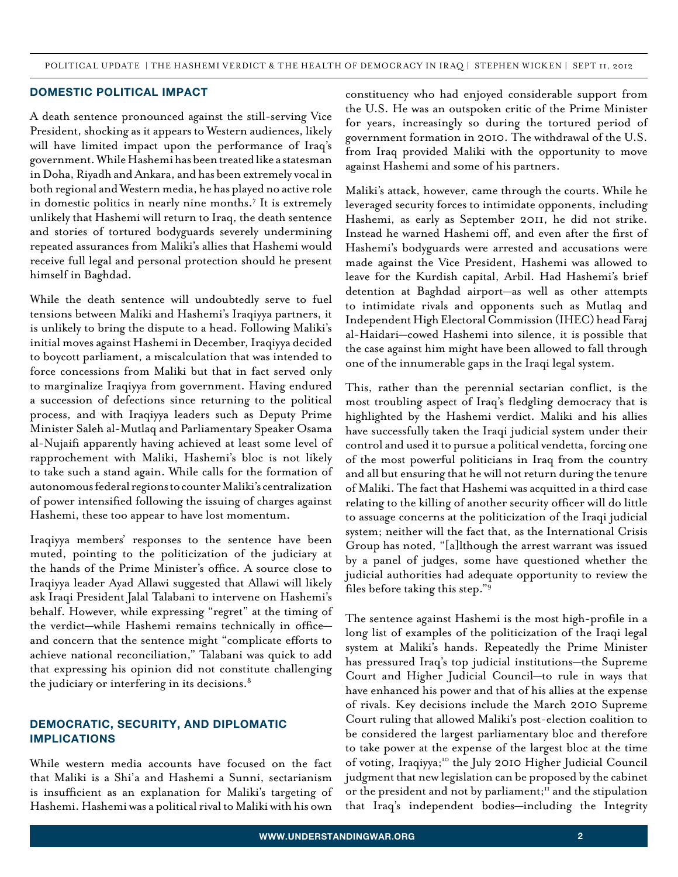## DOMESTIC POLITICAL IMPACT

A death sentence pronounced against the still-serving Vice President, shocking as it appears to Western audiences, likely will have limited impact upon the performance of Iraq's government. While Hashemi has been treated like a statesman in Doha, Riyadh and Ankara, and has been extremely vocal in both regional and Western media, he has played no active role in domestic politics in nearly nine months.[7] It is extremely unlikely that Hashemi will return to Iraq, the death sentence and stories of tortured bodyguards severely undermining repeated assurances from Maliki's allies that Hashemi would receive full legal and personal protection should he present himself in Baghdad.

While the death sentence will undoubtedly serve to fuel tensions between Maliki and Hashemi's Iraqiyya partners, it is unlikely to bring the dispute to a head. Following Maliki's initial moves against Hashemi in December, Iraqiyya decided to boycott parliament, a miscalculation that was intended to force concessions from Maliki but that in fact served only to marginalize Iraqiyya from government. Having endured a succession of defections since returning to the political process, and with Iraqiyya leaders such as Deputy Prime Minister Saleh al-Mutlaq and Parliamentary Speaker Osama al-Nujaifi apparently having achieved at least some level of rapprochement with Maliki, Hashemi's bloc is not likely to take such a stand again. While calls for the formation of autonomous federal regions to counter Maliki's centralization of power intensified following the issuing of charges against Hashemi, these too appear to have lost momentum.

Iraqiyya members' responses to the sentence have been muted, pointing to the politicization of the judiciary at the hands of the Prime Minister's office. A source close to Iraqiyya leader Ayad Allawi suggested that Allawi will likely ask Iraqi President Jalal Talabani to intervene on Hashemi's behalf. However, while expressing "regret" at the timing of the verdict—while Hashemi remains technically in office—and concern that the sentence might "complicate efforts to achieve national reconciliation," Talabani was quick to add that expressing his opinion did not constitute challenging the judiciary or interfering in its decisions.[8]

## DEMOCRATIC, SECURITY, AND DIPLOMATIC IMPLICATIONS

While western media accounts have focused on the fact that Maliki is a Shi'a and Hashemi a Sunni, sectarianism is insufficient as an explanation for Maliki's targeting of Hashemi. Hashemi was a political rival to Maliki with his own constituency who had enjoyed considerable support from the U.S. He was an outspoken critic of the Prime Minister for years, increasingly so during the tortured period of government formation in 2010. The withdrawal of the U.S. from Iraq provided Maliki with the opportunity to move against Hashemi and some of his partners.

Maliki's attack, however, came through the courts. While he leveraged security forces to intimidate opponents, including Hashemi, as early as September 2011, he did not strike. Instead he warned Hashemi off, and even after the first of Hashemi's bodyguards were arrested and accusations were made against the Vice President, Hashemi was allowed to leave for the Kurdish capital, Arbil. Had Hashemi's brief detention at Baghdad airport—as well as other attempts to intimidate rivals and opponents such as Mutlaq and Independent High Electoral Commission (IHEC) head Faraj al-Haidari—cowed Hashemi into silence, it is possible that the case against him might have been allowed to fall through one of the innumerable gaps in the Iraqi legal system.

This, rather than the perennial sectarian conflict, is the most troubling aspect of Iraq's fledgling democracy that is highlighted by the Hashemi verdict. Maliki and his allies have successfully taken the Iraqi judicial system under their control and used it to pursue a political vendetta, forcing one of the most powerful politicians in Iraq from the country and all but ensuring that he will not return during the tenure of Maliki. The fact that Hashemi was acquitted in a third case relating to the killing of another security officer will do little to assuage concerns at the politicization of the Iraqi judicial system; neither will the fact that, as the International Crisis Group has noted, "[a]lthough the arrest warrant was issued by a panel of judges, some have questioned whether the judicial authorities had adequate opportunity to review the files before taking this step."[9]

The sentence against Hashemi is the most high-profile in a long list of examples of the politicization of the Iraqi legal system at Maliki's hands. Repeatedly the Prime Minister has pressured Iraq's top judicial institutions—the Supreme Court and Higher Judicial Council—to rule in ways that have enhanced his power and that of his allies at the expense of rivals. Key decisions include the March 2010 Supreme Court ruling that allowed Maliki's post-election coalition to be considered the largest parliamentary bloc and therefore to take power at the expense of the largest bloc at the time of voting, Iraqiyya;[10] the July 2010 Higher Judicial Council judgment that new legislation can be proposed by the cabinet or the president and not by parliament;[11] and the stipulation that Iraq's independent bodies—including the Integrity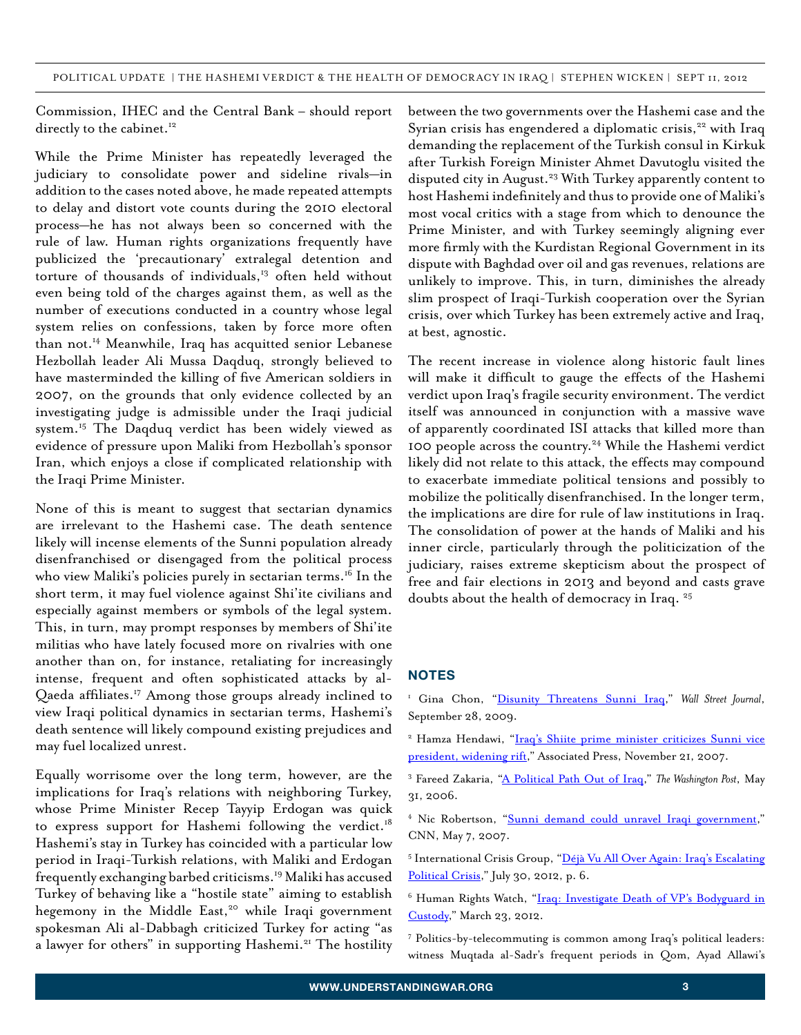Commission, IHEC and the Central Bank – should report directly to the cabinet.[12]

While the Prime Minister has repeatedly leveraged the judiciary to consolidate power and sideline rivals—in addition to the cases noted above, he made repeated attempts to delay and distort vote counts during the 2010 electoral process—he has not always been so concerned with the rule of law. Human rights organizations frequently have publicized the 'precautionary' extralegal detention and torture of thousands of individuals,[13] often held without even being told of the charges against them, as well as the number of executions conducted in a country whose legal system relies on confessions, taken by force more often than not.[14] Meanwhile, Iraq has acquitted senior Lebanese Hezbollah leader Ali Mussa Daqduq, strongly believed to have masterminded the killing of five American soldiers in 2007, on the grounds that only evidence collected by an investigating judge is admissible under the Iraqi judicial system.[15] The Daqduq verdict has been widely viewed as evidence of pressure upon Maliki from Hezbollah's sponsor Iran, which enjoys a close if complicated relationship with the Iraqi Prime Minister.

None of this is meant to suggest that sectarian dynamics are irrelevant to the Hashemi case. The death sentence likely will incense elements of the Sunni population already disenfranchised or disengaged from the political process who view Maliki's policies purely in sectarian terms.[16] In the short term, it may fuel violence against Shi'ite civilians and especially against members or symbols of the legal system. This, in turn, may prompt responses by members of Shi'ite militias who have lately focused more on rivalries with one another than on, for instance, retaliating for increasingly intense, frequent and often sophisticated attacks by al-Qaeda affiliates.[17] Among those groups already inclined to view Iraqi political dynamics in sectarian terms, Hashemi's death sentence will likely compound existing prejudices and may fuel localized unrest.

Equally worrisome over the long term, however, are the implications for Iraq's relations with neighboring Turkey, whose Prime Minister Recep Tayyip Erdogan was quick to express support for Hashemi following the verdict.[18] Hashemi's stay in Turkey has coincided with a particular low period in Iraqi-Turkish relations, with Maliki and Erdogan frequently exchanging barbed criticisms.[19] Maliki has accused Turkey of behaving like a "hostile state" aiming to establish hegemony in the Middle East,[20] while Iraqi government spokesman Ali al-Dabbagh criticized Turkey for acting "as a lawyer for others" in supporting Hashemi.[21] The hostility between the two governments over the Hashemi case and the Syrian crisis has engendered a diplomatic crisis,[22] with Iraq demanding the replacement of the Turkish consul in Kirkuk after Turkish Foreign Minister Ahmet Davutoglu visited the disputed city in August.[23] With Turkey apparently content to host Hashemi indefinitely and thus to provide one of Maliki's most vocal critics with a stage from which to denounce the Prime Minister, and with Turkey seemingly aligning ever more firmly with the Kurdistan Regional Government in its dispute with Baghdad over oil and gas revenues, relations are unlikely to improve. This, in turn, diminishes the already slim prospect of Iraqi-Turkish cooperation over the Syrian crisis, over which Turkey has been extremely active and Iraq, at best, agnostic.

The recent increase in violence along historic fault lines will make it difficult to gauge the effects of the Hashemi verdict upon Iraq's fragile security environment. The verdict itself was announced in conjunction with a massive wave of apparently coordinated ISI attacks that killed more than 100 people across the country.[24] While the Hashemi verdict likely did not relate to this attack, the effects may compound to exacerbate immediate political tensions and possibly to mobilize the politically disenfranchised. In the longer term, the implications are dire for rule of law institutions in Iraq. The consolidation of power at the hands of Maliki and his inner circle, particularly through the politicization of the judiciary, raises extreme skepticism about the prospect of free and fair elections in 2013 and beyond and casts grave doubts about the health of democracy in Iraq. [25]

## NOTES

[1] Gina Chon, "Disunity Threatens Sunni Iraq," *Wall Street Journal*, September 28, 2009.

[2] Hamza Hendawi, "Iraq's Shiite prime minister criticizes Sunni vice president, widening rift," Associated Press, November 21, 2007.

[3] Fareed Zakaria, "A Political Path Out of Iraq," *The Washington Post*, May 31, 2006.

[4] Nic Robertson, "Sunni demand could unravel Iraqi government," CNN, May 7, 2007.

[5] International Crisis Group, "Déjà Vu All Over Again: Iraq's Escalating Political Crisis," July 30, 2012, p. 6.

[6] Human Rights Watch, "Iraq: Investigate Death of VP's Bodyguard in Custody," March 23, 2012.

[7] Politics-by-telecommuting is common among Iraq's political leaders: witness Muqtada al-Sadr's frequent periods in Qom, Ayad Allawi's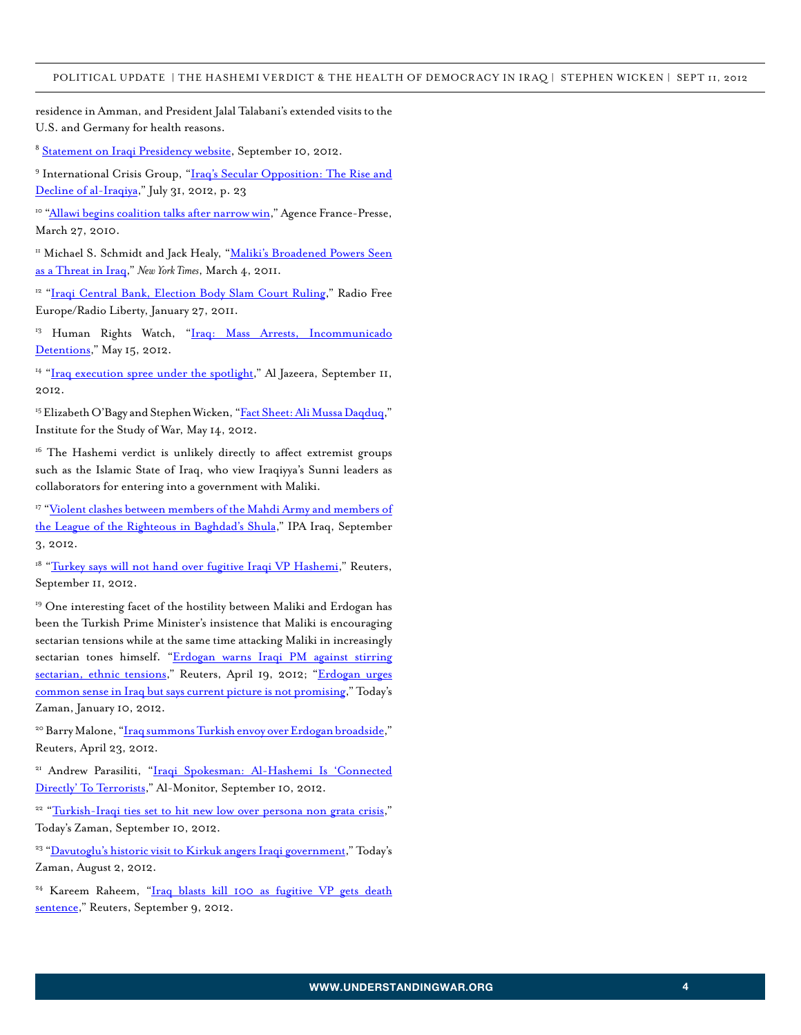residence in Amman, and President Jalal Talabani's extended visits to the U.S. and Germany for health reasons.

[8] Statement on Iraqi Presidency website, September 10, 2012.

[9] International Crisis Group, "Iraq's Secular Opposition: The Rise and Decline of al-Iraqiya," July 31, 2012, p. 23

[10] "Allawi begins coalition talks after narrow win," Agence France-Presse, March 27, 2010.

[11] Michael S. Schmidt and Jack Healy, "Maliki's Broadened Powers Seen as a Threat in Iraq," *New York Times*, March 4, 2011.

[12] "Iraqi Central Bank, Election Body Slam Court Ruling," Radio Free Europe/Radio Liberty, January 27, 2011.

[13] Human Rights Watch, "Iraq: Mass Arrests, Incommunicado Detentions," May 15, 2012.

[14] "Iraq execution spree under the spotlight," Al Jazeera, September 11, 2012.

[15] Elizabeth O'Bagy and Stephen Wicken, "Fact Sheet: Ali Mussa Daqduq," Institute for the Study of War, May 14, 2012.

[16] The Hashemi verdict is unlikely directly to affect extremist groups such as the Islamic State of Iraq, who view Iraqiyya's Sunni leaders as collaborators for entering into a government with Maliki.

[17] "Violent clashes between members of the Mahdi Army and members of the League of the Righteous in Baghdad's Shula," IPA Iraq, September 3, 2012.

[18] "Turkey says will not hand over fugitive Iraqi VP Hashemi," Reuters, September 11, 2012.

[19] One interesting facet of the hostility between Maliki and Erdogan has been the Turkish Prime Minister's insistence that Maliki is encouraging sectarian tensions while at the same time attacking Maliki in increasingly sectarian tones himself. "Erdogan warns Iraqi PM against stirring sectarian, ethnic tensions," Reuters, April 19, 2012; "Erdogan urges common sense in Iraq but says current picture is not promising," Today's Zaman, January 10, 2012.

[20] Barry Malone, "Iraq summons Turkish envoy over Erdogan broadside," Reuters, April 23, 2012.

[21] Andrew Parasiliti, "Iraqi Spokesman: Al-Hashemi Is 'Connected Directly' To Terrorists," Al-Monitor, September 10, 2012.

[22] "Turkish-Iraqi ties set to hit new low over persona non grata crisis," Today's Zaman, September 10, 2012.

[23] "Davutoglu's historic visit to Kirkuk angers Iraqi government," Today's Zaman, August 2, 2012.

[24] Kareem Raheem, "Iraq blasts kill 100 as fugitive VP gets death sentence," Reuters, September 9, 2012.